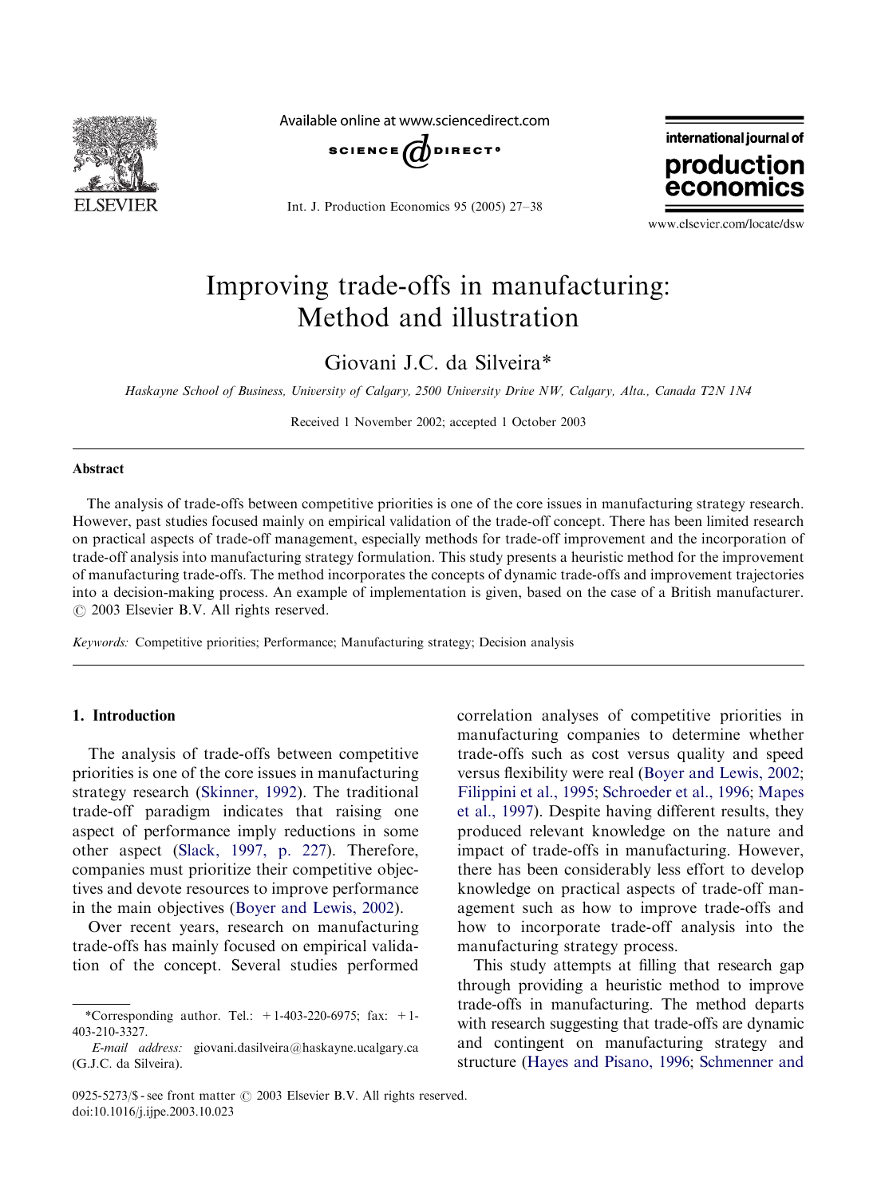# Improving trade-offs in manufacturing: Method and illustration

Giovani J.C. da Silveira*

*Haskayne School of Business, University of Calgary, 2500 University Drive NW, Calgary, Alta., Canada T2N 1N4*

Received 1 November 2002; accepted 1 October 2003

## Abstract

The analysis of trade-offs between competitive priorities is one of the core issues in manufacturing strategy research. However, past studies focused mainly on empirical validation of the trade-off concept. There has been limited research on practical aspects of trade-off management, especially methods for trade-off improvement and the incorporation of trade-off analysis into manufacturing strategy formulation. This study presents a heuristic method for the improvement of manufacturing trade-offs. The method incorporates the concepts of dynamic trade-offs and improvement trajectories into a decision-making process. An example of implementation is given, based on the case of a British manufacturer.
© 2003 Elsevier B.V. All rights reserved.

*Keywords:* Competitive priorities; Performance; Manufacturing strategy; Decision analysis

## 1. Introduction

The analysis of trade-offs between competitive priorities is one of the core issues in manufacturing strategy research (Skinner, 1992). The traditional trade-off paradigm indicates that raising one aspect of performance imply reductions in some other aspect (Slack, 1997, p. 227). Therefore, companies must prioritize their competitive objectives and devote resources to improve performance in the main objectives (Boyer and Lewis, 2002).

Over recent years, research on manufacturing trade-offs has mainly focused on empirical validation of the concept. Several studies performed correlation analyses of competitive priorities in manufacturing companies to determine whether trade-offs such as cost versus quality and speed versus flexibility were real (Boyer and Lewis, 2002; Filippini et al., 1995; Schroeder et al., 1996; Mapes et al., 1997). Despite having different results, they produced relevant knowledge on the nature and impact of trade-offs in manufacturing. However, there has been considerably less effort to develop knowledge on practical aspects of trade-off management such as how to improve trade-offs and how to incorporate trade-off analysis into the manufacturing strategy process.

This study attempts at filling that research gap through providing a heuristic method to improve trade-offs in manufacturing. The method departs with research suggesting that trade-offs are dynamic and contingent on manufacturing strategy and structure (Hayes and Pisano, 1996; Schmenner and

*Corresponding author. Tel.: +1-403-220-6975; fax: +1-403-210-3327.
*E-mail address:* giovani.dasilveira@haskayne.ucalgary.ca (G.J.C. da Silveira).

0925-5273/$ - see front matter © 2003 Elsevier B.V. All rights reserved.
doi:10.1016/j.ijpe.2003.10.023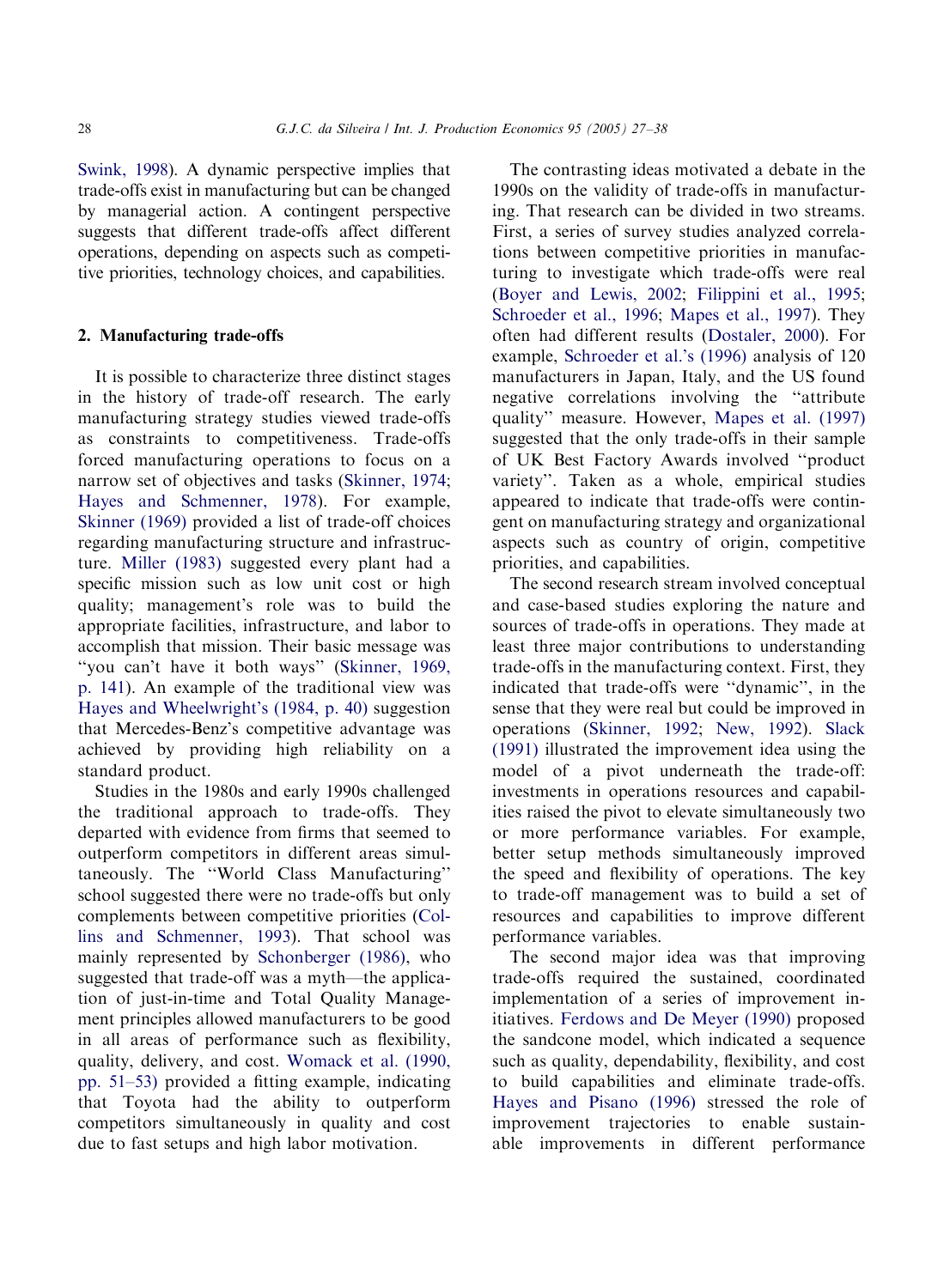Swink, 1998). A dynamic perspective implies that trade-offs exist in manufacturing but can be changed by managerial action. A contingent perspective suggests that different trade-offs affect different operations, depending on aspects such as competitive priorities, technology choices, and capabilities.

## 2. Manufacturing trade-offs

It is possible to characterize three distinct stages in the history of trade-off research. The early manufacturing strategy studies viewed trade-offs as constraints to competitiveness. Trade-offs forced manufacturing operations to focus on a narrow set of objectives and tasks (Skinner, 1974; Hayes and Schmenner, 1978). For example, Skinner (1969) provided a list of trade-off choices regarding manufacturing structure and infrastructure. Miller (1983) suggested every plant had a specific mission such as low unit cost or high quality; management's role was to build the appropriate facilities, infrastructure, and labor to accomplish that mission. Their basic message was "you can't have it both ways" (Skinner, 1969, p. 141). An example of the traditional view was Hayes and Wheelwright's (1984, p. 40) suggestion that Mercedes-Benz's competitive advantage was achieved by providing high reliability on a standard product.

Studies in the 1980s and early 1990s challenged the traditional approach to trade-offs. They departed with evidence from firms that seemed to outperform competitors in different areas simultaneously. The "World Class Manufacturing" school suggested there were no trade-offs but only complements between competitive priorities (Collins and Schmenner, 1993). That school was mainly represented by Schonberger (1986), who suggested that trade-off was a myth—the application of just-in-time and Total Quality Management principles allowed manufacturers to be good in all areas of performance such as flexibility, quality, delivery, and cost. Womack et al. (1990, pp. 51–53) provided a fitting example, indicating that Toyota had the ability to outperform competitors simultaneously in quality and cost due to fast setups and high labor motivation.

The contrasting ideas motivated a debate in the 1990s on the validity of trade-offs in manufacturing. That research can be divided in two streams. First, a series of survey studies analyzed correlations between competitive priorities in manufacturing to investigate which trade-offs were real (Boyer and Lewis, 2002; Filippini et al., 1995; Schroeder et al., 1996; Mapes et al., 1997). They often had different results (Dostaler, 2000). For example, Schroeder et al.'s (1996) analysis of 120 manufacturers in Japan, Italy, and the US found negative correlations involving the "attribute quality" measure. However, Mapes et al. (1997) suggested that the only trade-offs in their sample of UK Best Factory Awards involved "product variety". Taken as a whole, empirical studies appeared to indicate that trade-offs were contingent on manufacturing strategy and organizational aspects such as country of origin, competitive priorities, and capabilities.

The second research stream involved conceptual and case-based studies exploring the nature and sources of trade-offs in operations. They made at least three major contributions to understanding trade-offs in the manufacturing context. First, they indicated that trade-offs were "dynamic", in the sense that they were real but could be improved in operations (Skinner, 1992; New, 1992). Slack (1991) illustrated the improvement idea using the model of a pivot underneath the trade-off: investments in operations resources and capabilities raised the pivot to elevate simultaneously two or more performance variables. For example, better setup methods simultaneously improved the speed and flexibility of operations. The key to trade-off management was to build a set of resources and capabilities to improve different performance variables.

The second major idea was that improving trade-offs required the sustained, coordinated implementation of a series of improvement initiatives. Ferdows and De Meyer (1990) proposed the sandcone model, which indicated a sequence such as quality, dependability, flexibility, and cost to build capabilities and eliminate trade-offs. Hayes and Pisano (1996) stressed the role of improvement trajectories to enable sustainable improvements in different performance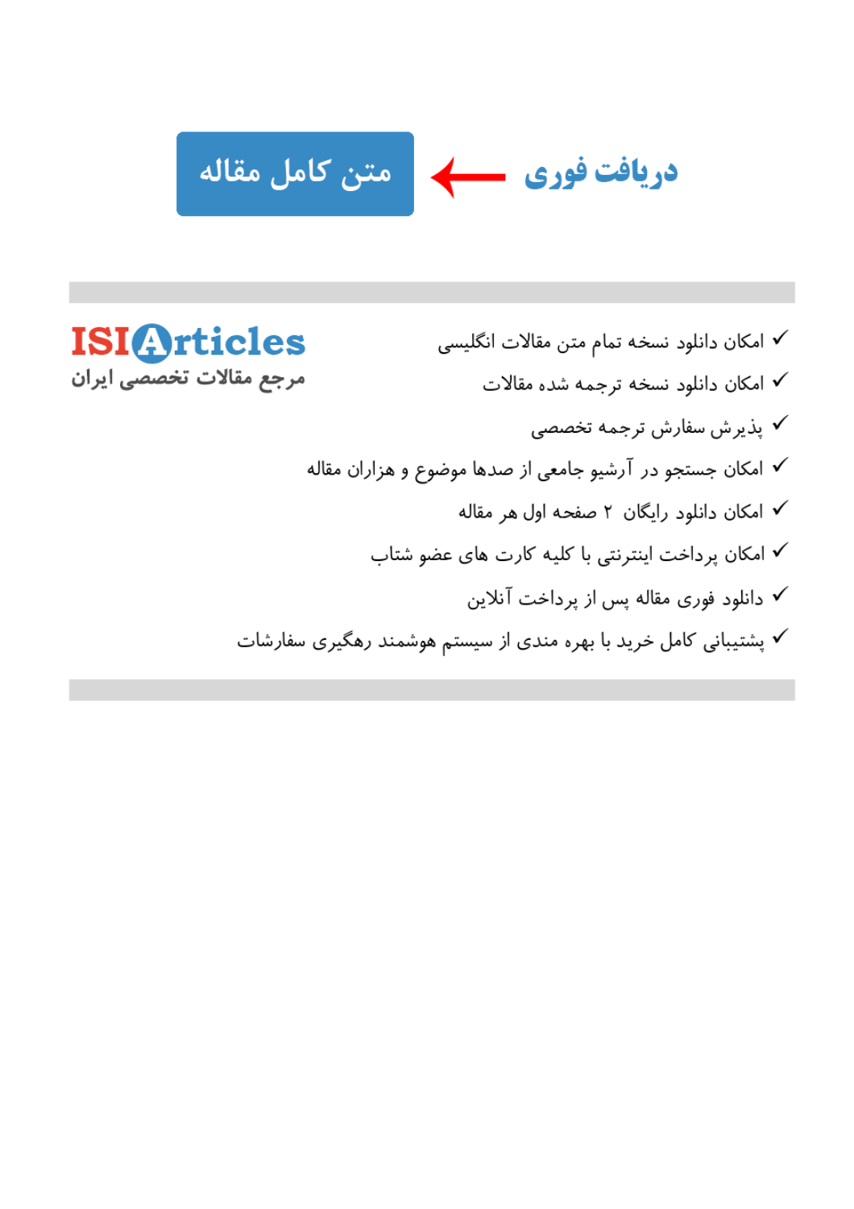دریافت فوری ← متن کامل مقاله

ISIArticles
مرجع مقالات تخصصی ایران

- ✓ امکان دانلود نسخه تمام متن مقالات انگلیسی
- ✓ امکان دانلود نسخه ترجمه شده مقالات
- ✓ پذیرش سفارش ترجمه تخصصی
- ✓ امکان جستجو در آرشیو جامعی از صدها موضوع و هزاران مقاله
- ✓ امکان دانلود رایگان ۲ صفحه اول هر مقاله
- ✓ امکان پرداخت اینترنتی با کلیه کارت های عضو شتاب
- ✓ دانلود فوری مقاله پس از پرداخت آنلاین
- ✓ پشتیبانی کامل خرید با بهره مندی از سیستم هوشمند رهگیری سفارشات